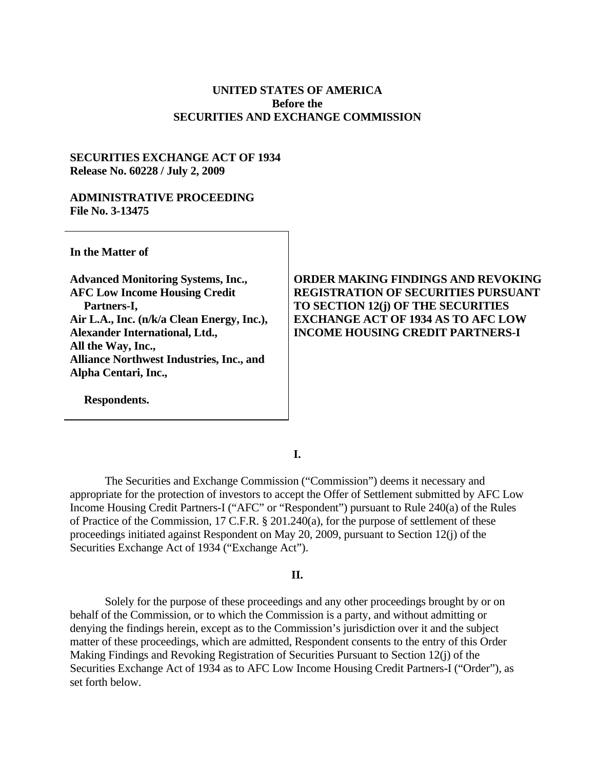**UNITED STATES OF AMERICA**
**Before the**
**SECURITIES AND EXCHANGE COMMISSION**

**SECURITIES EXCHANGE ACT OF 1934**
**Release No. 60228 / July 2, 2009**

**ADMINISTRATIVE PROCEEDING**
**File No. 3-13475**

**In the Matter of**

**Advanced Monitoring Systems, Inc.,**
**AFC Low Income Housing Credit Partners-I,**
**Air L.A., Inc. (n/k/a Clean Energy, Inc.),**
**Alexander International, Ltd.,**
**All the Way, Inc.,**
**Alliance Northwest Industries, Inc., and**
**Alpha Centari, Inc.,**

**Respondents.**

**ORDER MAKING FINDINGS AND REVOKING REGISTRATION OF SECURITIES PURSUANT TO SECTION 12(j) OF THE SECURITIES EXCHANGE ACT OF 1934 AS TO AFC LOW INCOME HOUSING CREDIT PARTNERS-I**

**I.**

The Securities and Exchange Commission ("Commission") deems it necessary and appropriate for the protection of investors to accept the Offer of Settlement submitted by AFC Low Income Housing Credit Partners-I ("AFC" or "Respondent") pursuant to Rule 240(a) of the Rules of Practice of the Commission, 17 C.F.R. § 201.240(a), for the purpose of settlement of these proceedings initiated against Respondent on May 20, 2009, pursuant to Section 12(j) of the Securities Exchange Act of 1934 ("Exchange Act").

**II.**

Solely for the purpose of these proceedings and any other proceedings brought by or on behalf of the Commission, or to which the Commission is a party, and without admitting or denying the findings herein, except as to the Commission's jurisdiction over it and the subject matter of these proceedings, which are admitted, Respondent consents to the entry of this Order Making Findings and Revoking Registration of Securities Pursuant to Section 12(j) of the Securities Exchange Act of 1934 as to AFC Low Income Housing Credit Partners-I ("Order"), as set forth below.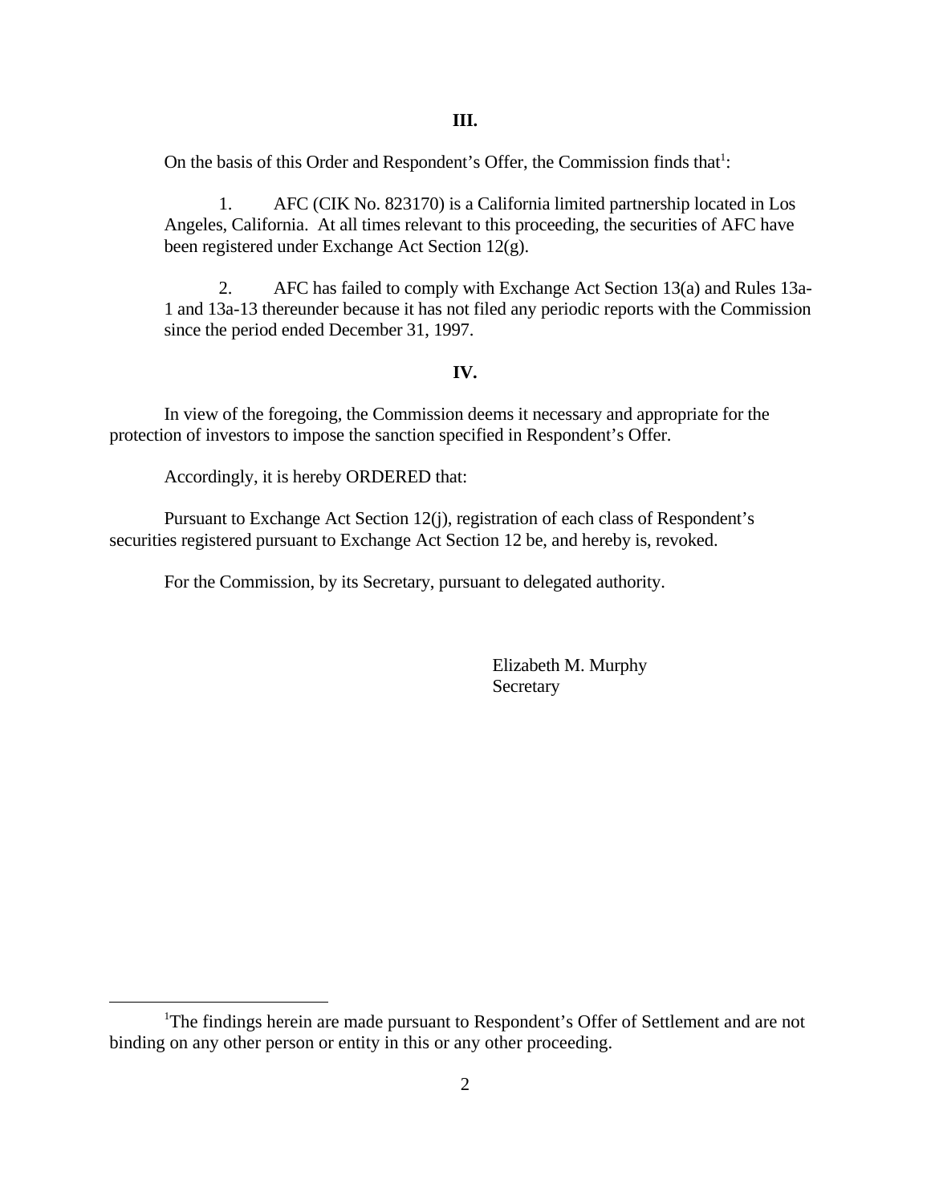**III.**

On the basis of this Order and Respondent's Offer, the Commission finds that[1]:

> 1. AFC (CIK No. 823170) is a California limited partnership located in Los Angeles, California. At all times relevant to this proceeding, the securities of AFC have been registered under Exchange Act Section 12(g).
>
> 2. AFC has failed to comply with Exchange Act Section 13(a) and Rules 13a-1 and 13a-13 thereunder because it has not filed any periodic reports with the Commission since the period ended December 31, 1997.

**IV.**

In view of the foregoing, the Commission deems it necessary and appropriate for the protection of investors to impose the sanction specified in Respondent's Offer.

Accordingly, it is hereby ORDERED that:

Pursuant to Exchange Act Section 12(j), registration of each class of Respondent's securities registered pursuant to Exchange Act Section 12 be, and hereby is, revoked.

For the Commission, by its Secretary, pursuant to delegated authority.

Elizabeth M. Murphy
Secretary

---

[1]The findings herein are made pursuant to Respondent's Offer of Settlement and are not binding on any other person or entity in this or any other proceeding.